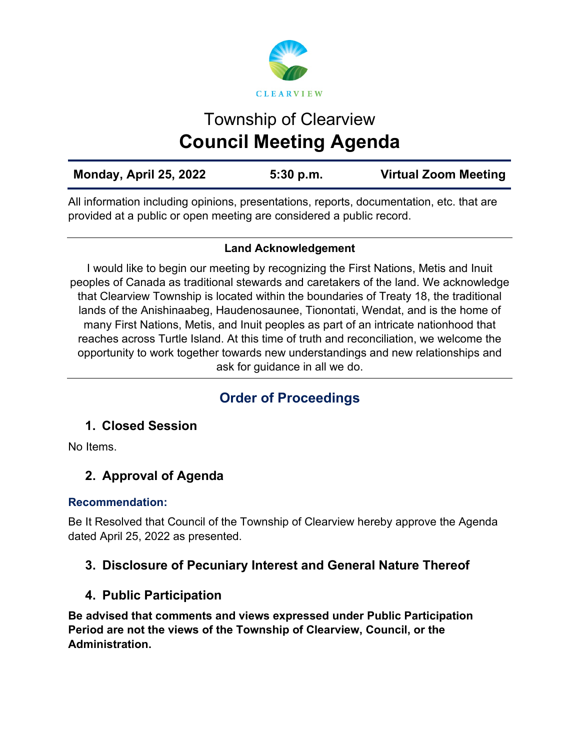CLEARVIEW

# Township of Clearview
# Council Meeting Agenda

| Monday, April 25, 2022 | 5:30 p.m. | Virtual Zoom Meeting |
|---|---|---|

All information including opinions, presentations, reports, documentation, etc. that are provided at a public or open meeting are considered a public record.

**Land Acknowledgement**

I would like to begin our meeting by recognizing the First Nations, Metis and Inuit peoples of Canada as traditional stewards and caretakers of the land. We acknowledge that Clearview Township is located within the boundaries of Treaty 18, the traditional lands of the Anishinaabeg, Haudenosaunee, Tionontati, Wendat, and is the home of many First Nations, Metis, and Inuit peoples as part of an intricate nationhood that reaches across Turtle Island. At this time of truth and reconciliation, we welcome the opportunity to work together towards new understandings and new relationships and ask for guidance in all we do.

## Order of Proceedings

### 1. Closed Session

No Items.

### 2. Approval of Agenda

**Recommendation:**

Be It Resolved that Council of the Township of Clearview hereby approve the Agenda dated April 25, 2022 as presented.

### 3. Disclosure of Pecuniary Interest and General Nature Thereof

### 4. Public Participation

**Be advised that comments and views expressed under Public Participation Period are not the views of the Township of Clearview, Council, or the Administration.**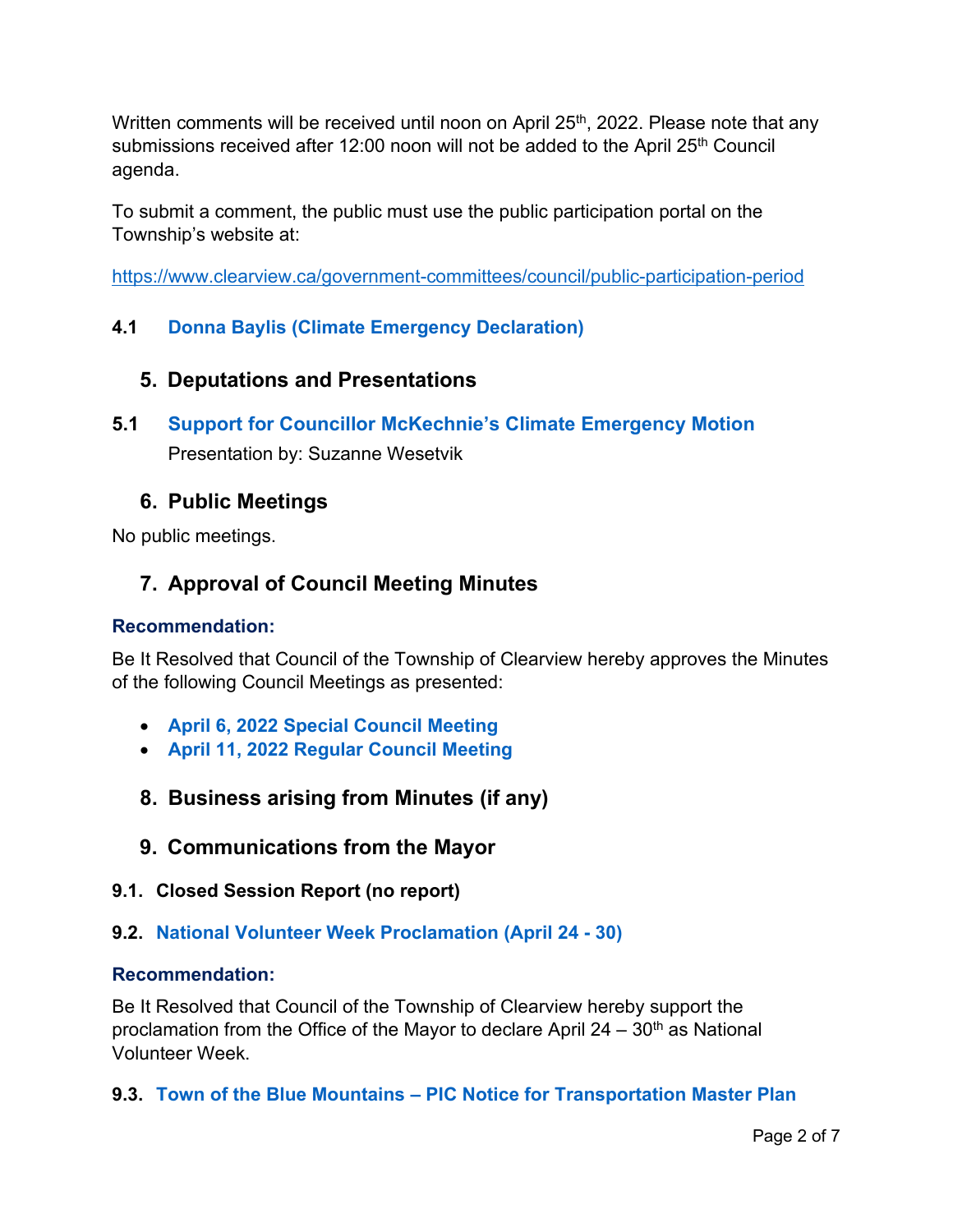Written comments will be received until noon on April 25th, 2022. Please note that any submissions received after 12:00 noon will not be added to the April 25th Council agenda.

To submit a comment, the public must use the public participation portal on the Township's website at:

https://www.clearview.ca/government-committees/council/public-participation-period

### 4.1 Donna Baylis (Climate Emergency Declaration)

## 5. Deputations and Presentations

### 5.1 Support for Councillor McKechnie's Climate Emergency Motion

Presentation by: Suzanne Wesetvik

## 6. Public Meetings

No public meetings.

## 7. Approval of Council Meeting Minutes

**Recommendation:**

Be It Resolved that Council of the Township of Clearview hereby approves the Minutes of the following Council Meetings as presented:

- **April 6, 2022 Special Council Meeting**
- **April 11, 2022 Regular Council Meeting**

## 8. Business arising from Minutes (if any)

## 9. Communications from the Mayor

### 9.1. Closed Session Report (no report)

### 9.2. National Volunteer Week Proclamation (April 24 - 30)

**Recommendation:**

Be It Resolved that Council of the Township of Clearview hereby support the proclamation from the Office of the Mayor to declare April 24 – 30th as National Volunteer Week.

### 9.3. Town of the Blue Mountains – PIC Notice for Transportation Master Plan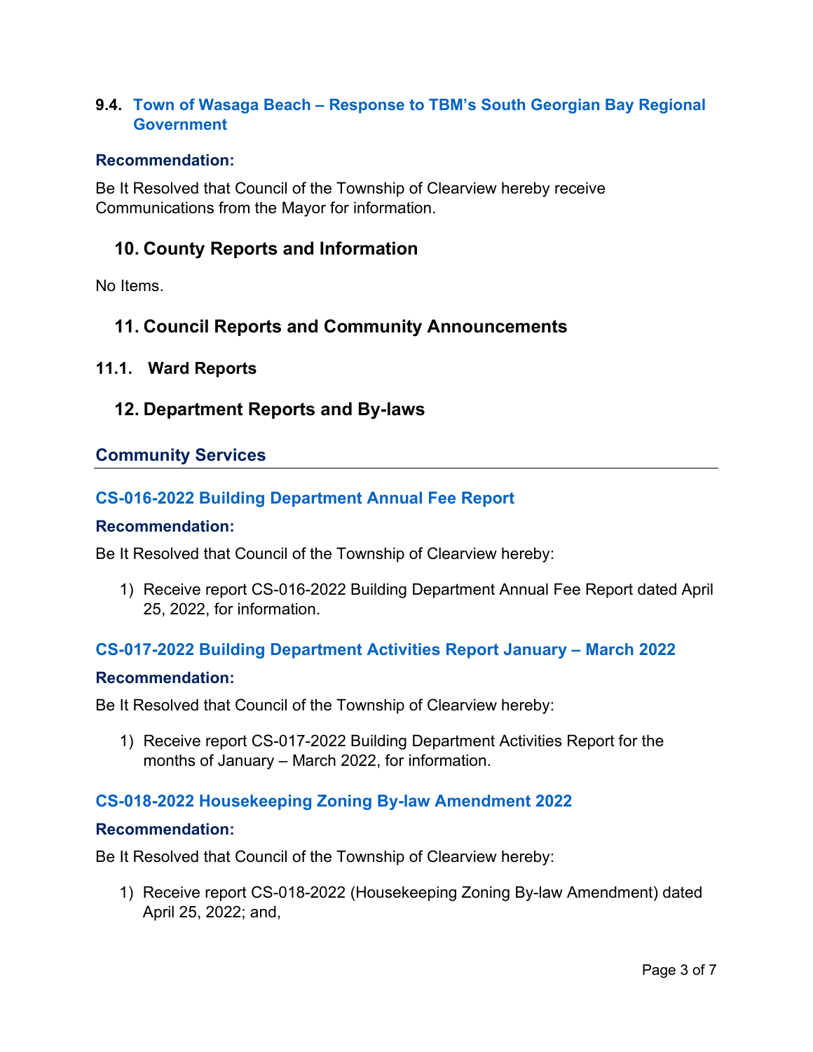### 9.4. Town of Wasaga Beach – Response to TBM's South Georgian Bay Regional Government

**Recommendation:**

Be It Resolved that Council of the Township of Clearview hereby receive Communications from the Mayor for information.

## 10. County Reports and Information

No Items.

## 11. Council Reports and Community Announcements

### 11.1. Ward Reports

## 12. Department Reports and By-laws

### Community Services

#### CS-016-2022 Building Department Annual Fee Report

**Recommendation:**

Be It Resolved that Council of the Township of Clearview hereby:

1) Receive report CS-016-2022 Building Department Annual Fee Report dated April 25, 2022, for information.

#### CS-017-2022 Building Department Activities Report January – March 2022

**Recommendation:**

Be It Resolved that Council of the Township of Clearview hereby:

1) Receive report CS-017-2022 Building Department Activities Report for the months of January – March 2022, for information.

#### CS-018-2022 Housekeeping Zoning By-law Amendment 2022

**Recommendation:**

Be It Resolved that Council of the Township of Clearview hereby:

1) Receive report CS-018-2022 (Housekeeping Zoning By-law Amendment) dated April 25, 2022; and,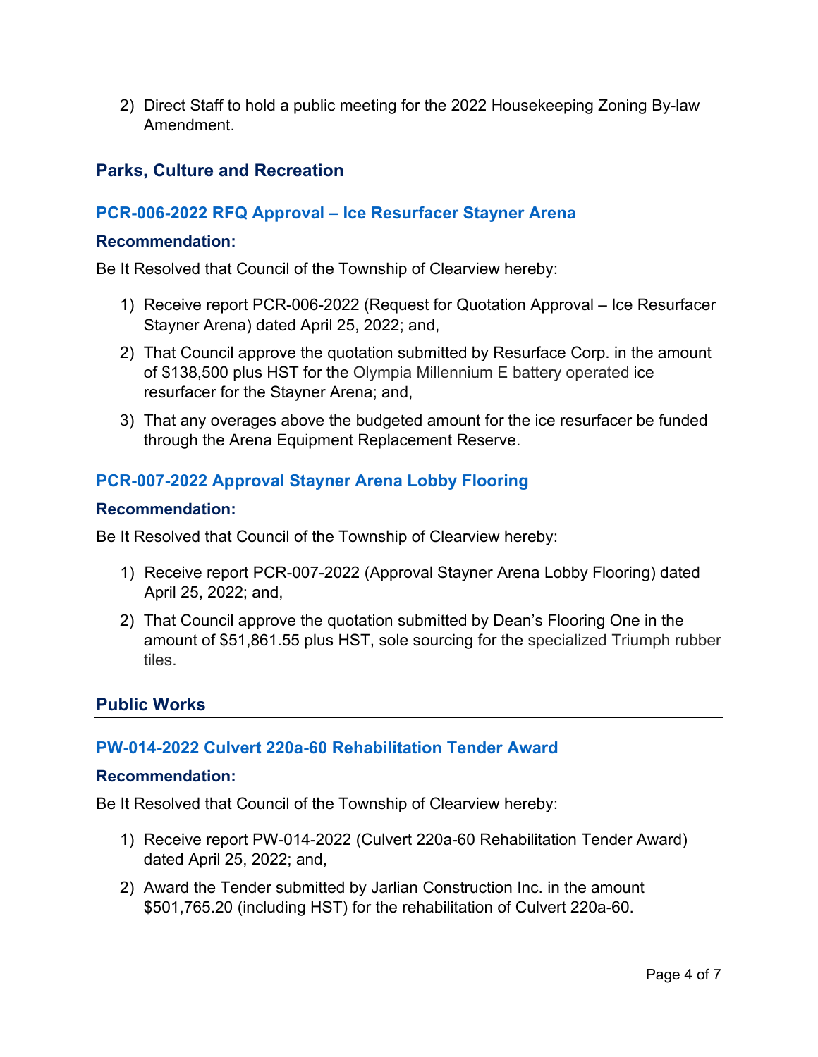2) Direct Staff to hold a public meeting for the 2022 Housekeeping Zoning By-law Amendment.

## Parks, Culture and Recreation

### PCR-006-2022 RFQ Approval – Ice Resurfacer Stayner Arena

**Recommendation:**

Be It Resolved that Council of the Township of Clearview hereby:

1) Receive report PCR-006-2022 (Request for Quotation Approval – Ice Resurfacer Stayner Arena) dated April 25, 2022; and,
2) That Council approve the quotation submitted by Resurface Corp. in the amount of $138,500 plus HST for the Olympia Millennium E battery operated ice resurfacer for the Stayner Arena; and,
3) That any overages above the budgeted amount for the ice resurfacer be funded through the Arena Equipment Replacement Reserve.

### PCR-007-2022 Approval Stayner Arena Lobby Flooring

**Recommendation:**

Be It Resolved that Council of the Township of Clearview hereby:

1) Receive report PCR-007-2022 (Approval Stayner Arena Lobby Flooring) dated April 25, 2022; and,
2) That Council approve the quotation submitted by Dean's Flooring One in the amount of $51,861.55 plus HST, sole sourcing for the specialized Triumph rubber tiles.

## Public Works

### PW-014-2022 Culvert 220a-60 Rehabilitation Tender Award

**Recommendation:**

Be It Resolved that Council of the Township of Clearview hereby:

1) Receive report PW-014-2022 (Culvert 220a-60 Rehabilitation Tender Award) dated April 25, 2022; and,
2) Award the Tender submitted by Jarlian Construction Inc. in the amount $501,765.20 (including HST) for the rehabilitation of Culvert 220a-60.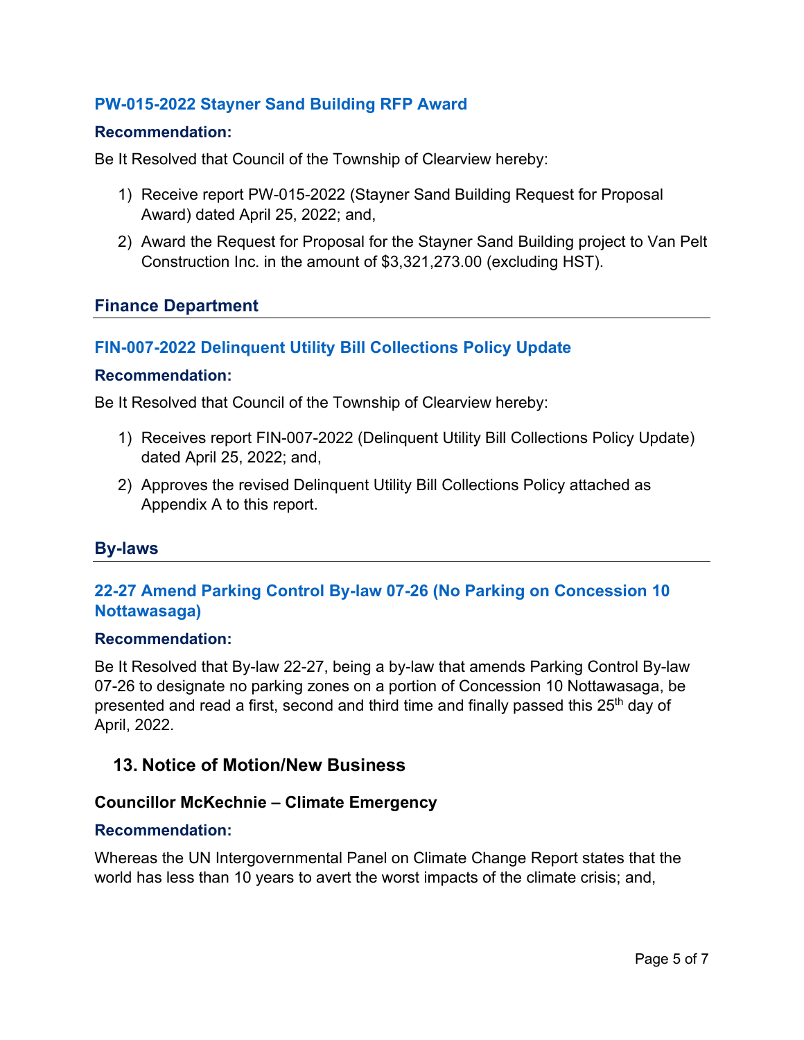### PW-015-2022 Stayner Sand Building RFP Award

#### Recommendation:

Be It Resolved that Council of the Township of Clearview hereby:

1) Receive report PW-015-2022 (Stayner Sand Building Request for Proposal Award) dated April 25, 2022; and,
2) Award the Request for Proposal for the Stayner Sand Building project to Van Pelt Construction Inc. in the amount of $3,321,273.00 (excluding HST).

## Finance Department

### FIN-007-2022 Delinquent Utility Bill Collections Policy Update

#### Recommendation:

Be It Resolved that Council of the Township of Clearview hereby:

1) Receives report FIN-007-2022 (Delinquent Utility Bill Collections Policy Update) dated April 25, 2022; and,
2) Approves the revised Delinquent Utility Bill Collections Policy attached as Appendix A to this report.

## By-laws

### 22-27 Amend Parking Control By-law 07-26 (No Parking on Concession 10 Nottawasaga)

#### Recommendation:

Be It Resolved that By-law 22-27, being a by-law that amends Parking Control By-law 07-26 to designate no parking zones on a portion of Concession 10 Nottawasaga, be presented and read a first, second and third time and finally passed this 25th day of April, 2022.

## 13. Notice of Motion/New Business

### Councillor McKechnie – Climate Emergency

#### Recommendation:

Whereas the UN Intergovernmental Panel on Climate Change Report states that the world has less than 10 years to avert the worst impacts of the climate crisis; and,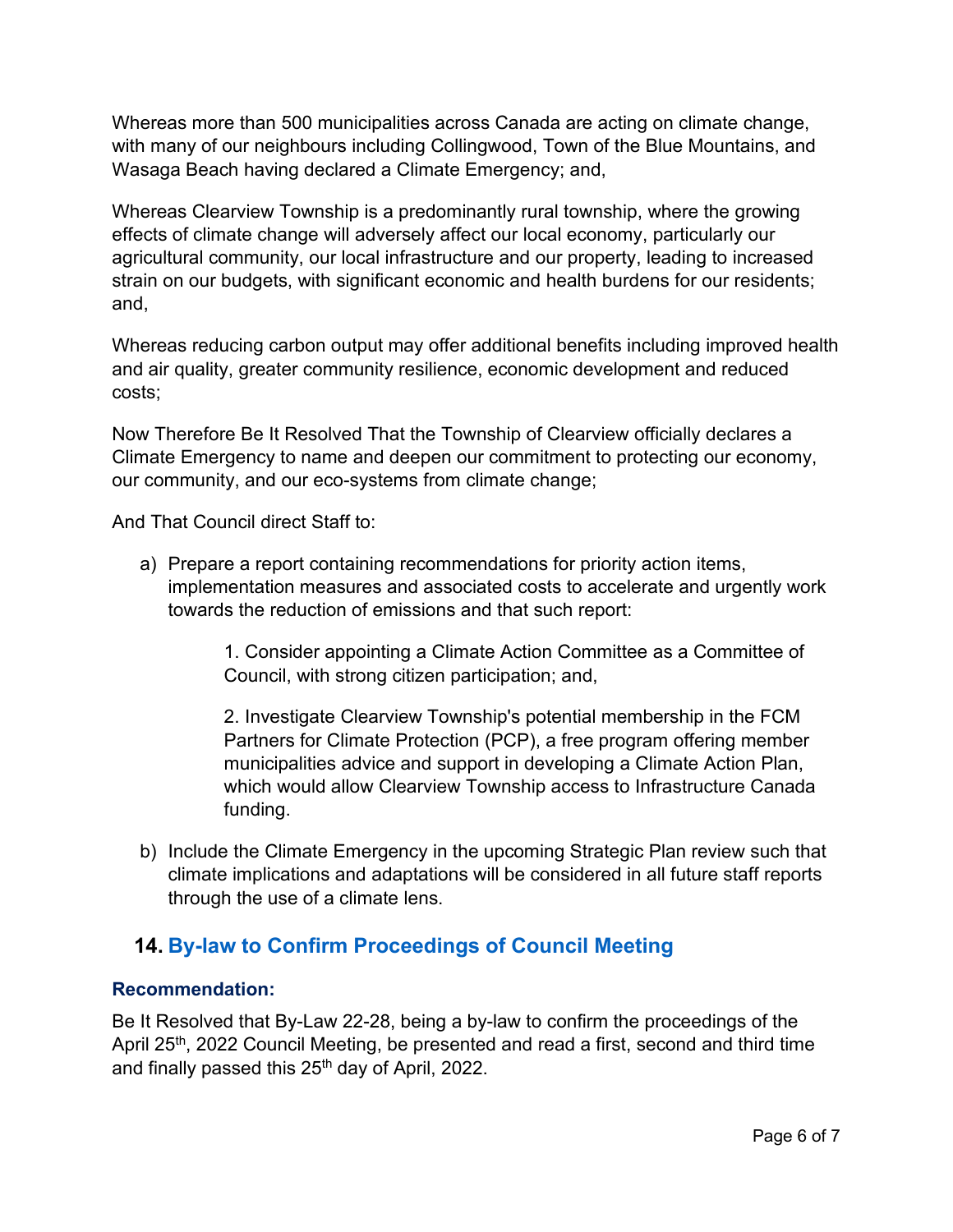Whereas more than 500 municipalities across Canada are acting on climate change, with many of our neighbours including Collingwood, Town of the Blue Mountains, and Wasaga Beach having declared a Climate Emergency; and,

Whereas Clearview Township is a predominantly rural township, where the growing effects of climate change will adversely affect our local economy, particularly our agricultural community, our local infrastructure and our property, leading to increased strain on our budgets, with significant economic and health burdens for our residents; and,

Whereas reducing carbon output may offer additional benefits including improved health and air quality, greater community resilience, economic development and reduced costs;

Now Therefore Be It Resolved That the Township of Clearview officially declares a Climate Emergency to name and deepen our commitment to protecting our economy, our community, and our eco-systems from climate change;

And That Council direct Staff to:

a) Prepare a report containing recommendations for priority action items, implementation measures and associated costs to accelerate and urgently work towards the reduction of emissions and that such report:

    1. Consider appointing a Climate Action Committee as a Committee of Council, with strong citizen participation; and,

    2. Investigate Clearview Township's potential membership in the FCM Partners for Climate Protection (PCP), a free program offering member municipalities advice and support in developing a Climate Action Plan, which would allow Clearview Township access to Infrastructure Canada funding.

b) Include the Climate Emergency in the upcoming Strategic Plan review such that climate implications and adaptations will be considered in all future staff reports through the use of a climate lens.

## 14. By-law to Confirm Proceedings of Council Meeting

### Recommendation:

Be It Resolved that By-Law 22-28, being a by-law to confirm the proceedings of the April 25th, 2022 Council Meeting, be presented and read a first, second and third time and finally passed this 25th day of April, 2022.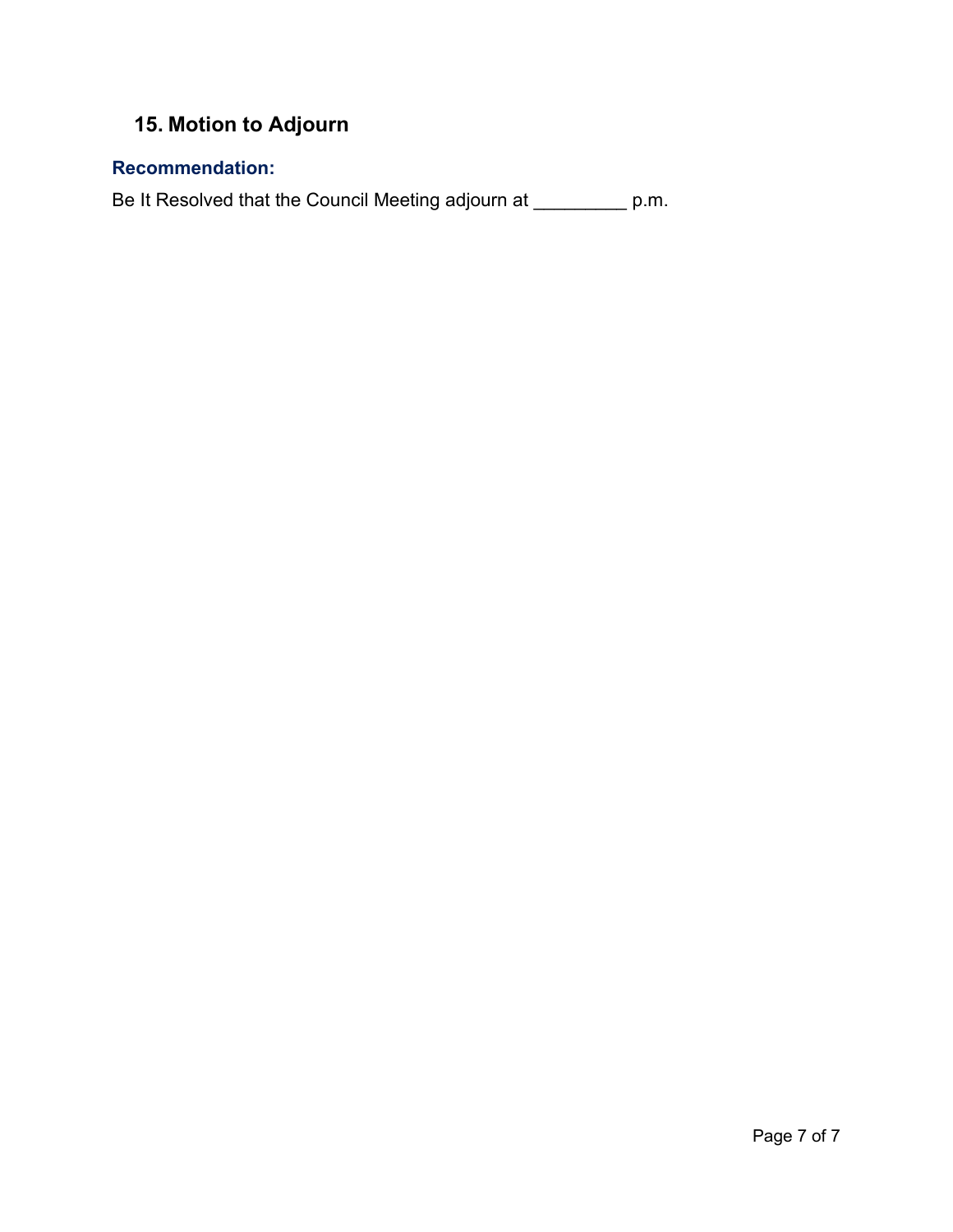## 15. Motion to Adjourn

### Recommendation:

Be It Resolved that the Council Meeting adjourn at _________ p.m.